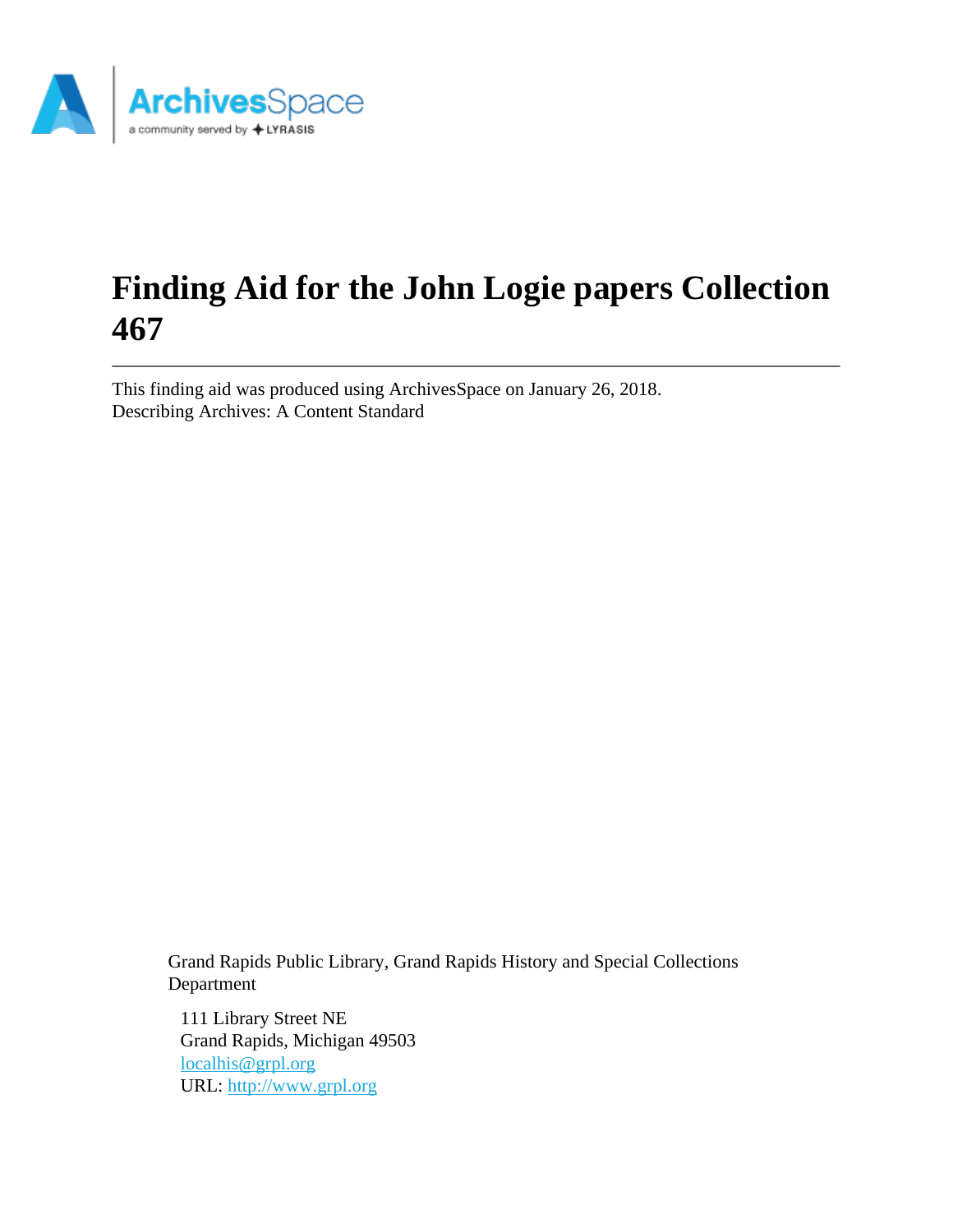# Finding Aid for the John Logie papers Collection 467

This finding aid was produced using ArchivesSpace on January 26, 2018.
Describing Archives: A Content Standard

Grand Rapids Public Library, Grand Rapids History and Special Collections Department

111 Library Street NE
Grand Rapids, Michigan 49503
localhis@grpl.org
URL: http://www.grpl.org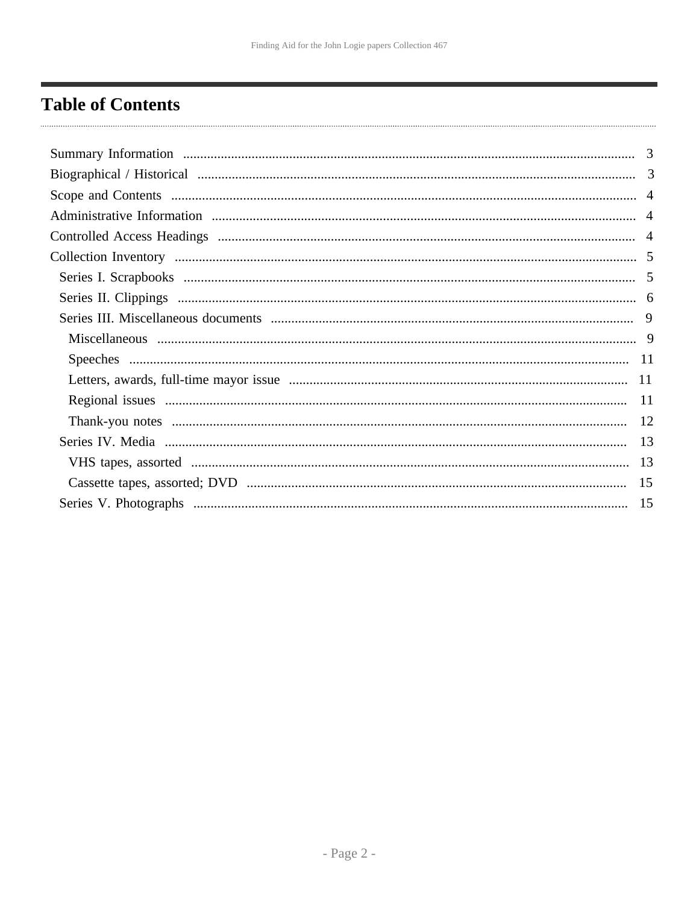# Table of Contents

- Summary Information ... 3
- Biographical / Historical ... 3
- Scope and Contents ... 4
- Administrative Information ... 4
- Controlled Access Headings ... 4
- Collection Inventory ... 5
  - Series I. Scrapbooks ... 5
  - Series II. Clippings ... 6
  - Series III. Miscellaneous documents ... 9
    - Miscellaneous ... 9
    - Speeches ... 11
    - Letters, awards, full-time mayor issue ... 11
    - Regional issues ... 11
    - Thank-you notes ... 12
  - Series IV. Media ... 13
    - VHS tapes, assorted ... 13
    - Cassette tapes, assorted; DVD ... 15
  - Series V. Photographs ... 15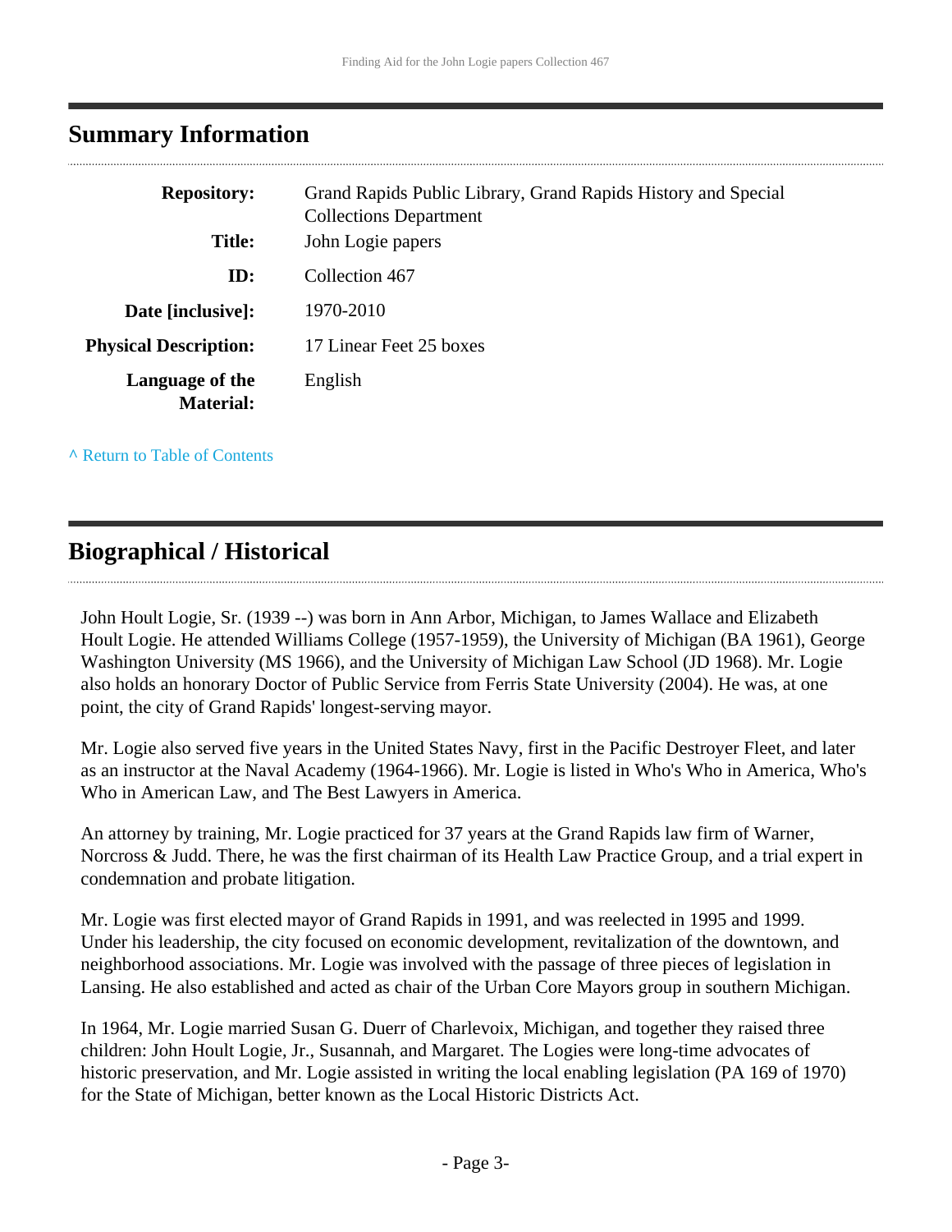## Summary Information

| | |
|---|---|
| **Repository:** | Grand Rapids Public Library, Grand Rapids History and Special Collections Department |
| **Title:** | John Logie papers |
| **ID:** | Collection 467 |
| **Date [inclusive]:** | 1970-2010 |
| **Physical Description:** | 17 Linear Feet 25 boxes |
| **Language of the Material:** | English |

^ Return to Table of Contents

## Biographical / Historical

John Hoult Logie, Sr. (1939 --) was born in Ann Arbor, Michigan, to James Wallace and Elizabeth Hoult Logie. He attended Williams College (1957-1959), the University of Michigan (BA 1961), George Washington University (MS 1966), and the University of Michigan Law School (JD 1968). Mr. Logie also holds an honorary Doctor of Public Service from Ferris State University (2004). He was, at one point, the city of Grand Rapids' longest-serving mayor.

Mr. Logie also served five years in the United States Navy, first in the Pacific Destroyer Fleet, and later as an instructor at the Naval Academy (1964-1966). Mr. Logie is listed in Who's Who in America, Who's Who in American Law, and The Best Lawyers in America.

An attorney by training, Mr. Logie practiced for 37 years at the Grand Rapids law firm of Warner, Norcross & Judd. There, he was the first chairman of its Health Law Practice Group, and a trial expert in condemnation and probate litigation.

Mr. Logie was first elected mayor of Grand Rapids in 1991, and was reelected in 1995 and 1999. Under his leadership, the city focused on economic development, revitalization of the downtown, and neighborhood associations. Mr. Logie was involved with the passage of three pieces of legislation in Lansing. He also established and acted as chair of the Urban Core Mayors group in southern Michigan.

In 1964, Mr. Logie married Susan G. Duerr of Charlevoix, Michigan, and together they raised three children: John Hoult Logie, Jr., Susannah, and Margaret. The Logies were long-time advocates of historic preservation, and Mr. Logie assisted in writing the local enabling legislation (PA 169 of 1970) for the State of Michigan, better known as the Local Historic Districts Act.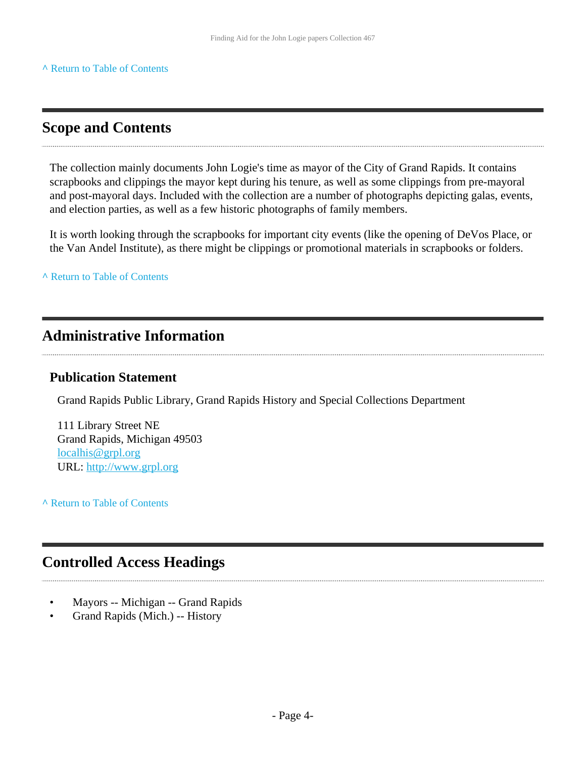^ Return to Table of Contents

## Scope and Contents

The collection mainly documents John Logie's time as mayor of the City of Grand Rapids. It contains scrapbooks and clippings the mayor kept during his tenure, as well as some clippings from pre-mayoral and post-mayoral days. Included with the collection are a number of photographs depicting galas, events, and election parties, as well as a few historic photographs of family members.

It is worth looking through the scrapbooks for important city events (like the opening of DeVos Place, or the Van Andel Institute), as there might be clippings or promotional materials in scrapbooks or folders.

^ Return to Table of Contents

## Administrative Information

### Publication Statement

Grand Rapids Public Library, Grand Rapids History and Special Collections Department

111 Library Street NE
Grand Rapids, Michigan 49503
localhis@grpl.org
URL: http://www.grpl.org

^ Return to Table of Contents

## Controlled Access Headings

- Mayors -- Michigan -- Grand Rapids
- Grand Rapids (Mich.) -- History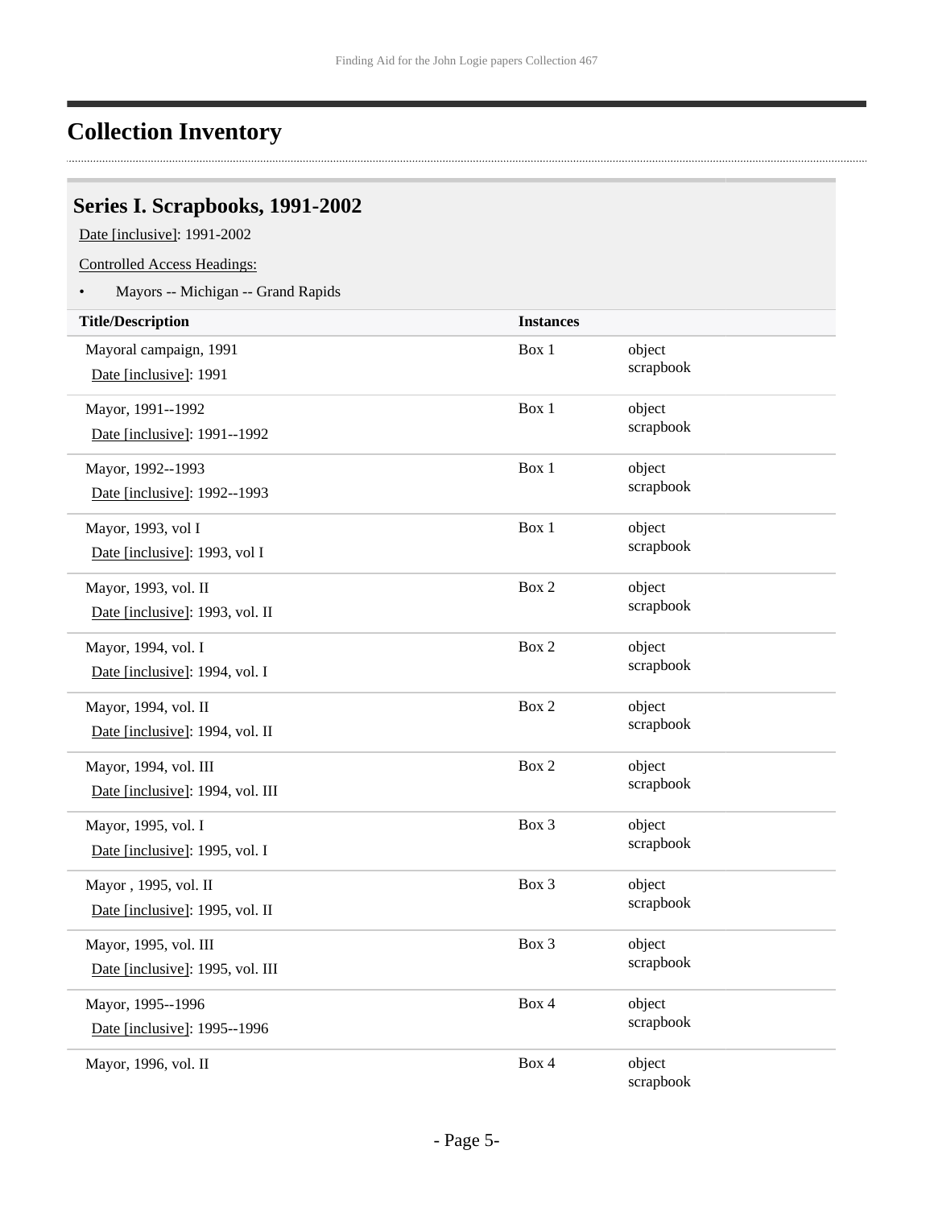# Collection Inventory

## Series I. Scrapbooks, 1991-2002

Date [inclusive]: 1991-2002

Controlled Access Headings:

- Mayors -- Michigan -- Grand Rapids

| Title/Description | Instances | |
|---|---|---|
| Mayoral campaign, 1991<br>Date [inclusive]: 1991 | Box 1 | object scrapbook |
| Mayor, 1991--1992<br>Date [inclusive]: 1991--1992 | Box 1 | object scrapbook |
| Mayor, 1992--1993<br>Date [inclusive]: 1992--1993 | Box 1 | object scrapbook |
| Mayor, 1993, vol I<br>Date [inclusive]: 1993, vol I | Box 1 | object scrapbook |
| Mayor, 1993, vol. II<br>Date [inclusive]: 1993, vol. II | Box 2 | object scrapbook |
| Mayor, 1994, vol. I<br>Date [inclusive]: 1994, vol. I | Box 2 | object scrapbook |
| Mayor, 1994, vol. II<br>Date [inclusive]: 1994, vol. II | Box 2 | object scrapbook |
| Mayor, 1994, vol. III<br>Date [inclusive]: 1994, vol. III | Box 2 | object scrapbook |
| Mayor, 1995, vol. I<br>Date [inclusive]: 1995, vol. I | Box 3 | object scrapbook |
| Mayor , 1995, vol. II<br>Date [inclusive]: 1995, vol. II | Box 3 | object scrapbook |
| Mayor, 1995, vol. III<br>Date [inclusive]: 1995, vol. III | Box 3 | object scrapbook |
| Mayor, 1995--1996<br>Date [inclusive]: 1995--1996 | Box 4 | object scrapbook |
| Mayor, 1996, vol. II | Box 4 | object scrapbook |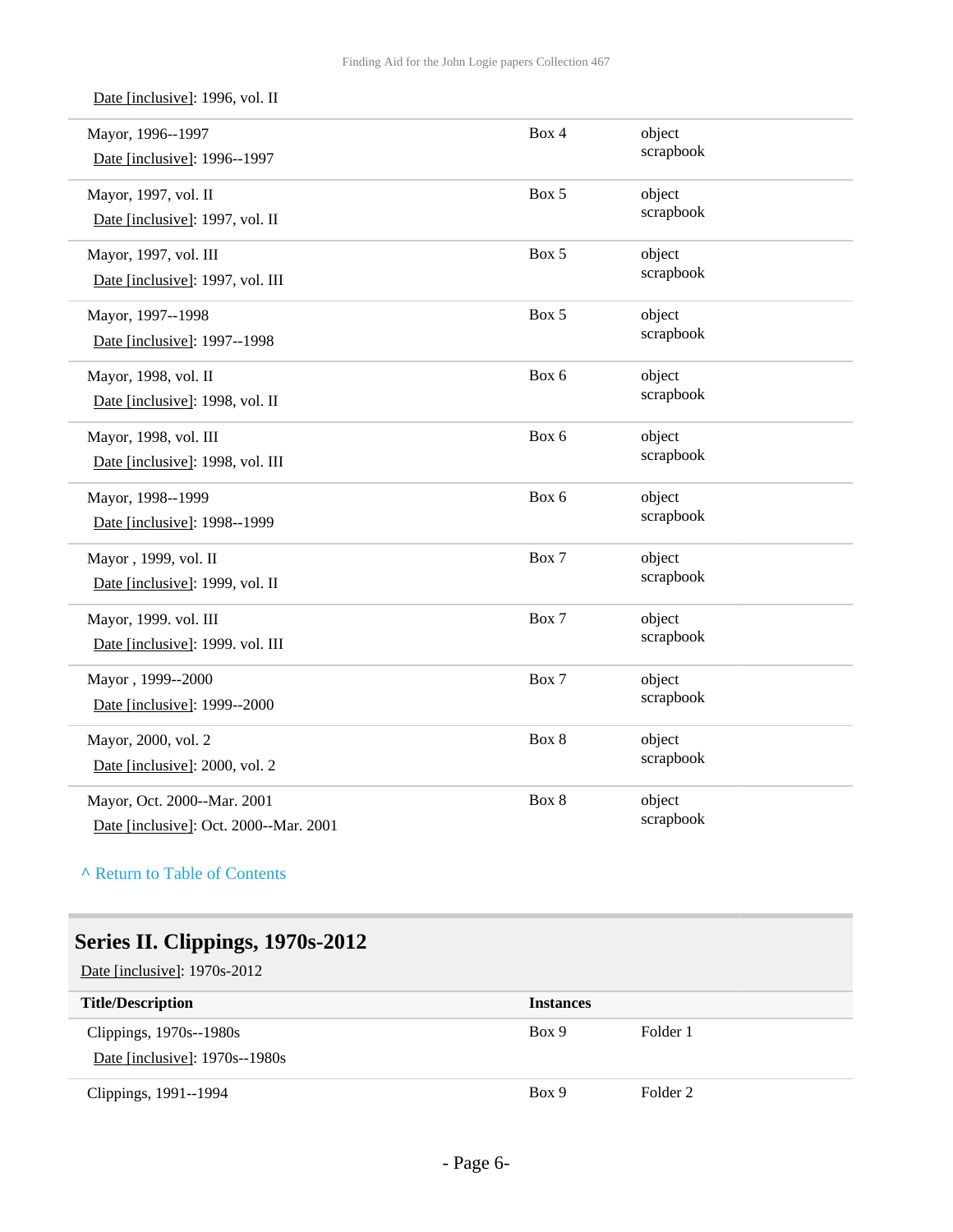Date [inclusive]: 1996, vol. II

| | | |
|---|---|---|
| Mayor, 1996--1997<br>Date [inclusive]: 1996--1997 | Box 4 | object scrapbook |
| Mayor, 1997, vol. II<br>Date [inclusive]: 1997, vol. II | Box 5 | object scrapbook |
| Mayor, 1997, vol. III<br>Date [inclusive]: 1997, vol. III | Box 5 | object scrapbook |
| Mayor, 1997--1998<br>Date [inclusive]: 1997--1998 | Box 5 | object scrapbook |
| Mayor, 1998, vol. II<br>Date [inclusive]: 1998, vol. II | Box 6 | object scrapbook |
| Mayor, 1998, vol. III<br>Date [inclusive]: 1998, vol. III | Box 6 | object scrapbook |
| Mayor, 1998--1999<br>Date [inclusive]: 1998--1999 | Box 6 | object scrapbook |
| Mayor , 1999, vol. II<br>Date [inclusive]: 1999, vol. II | Box 7 | object scrapbook |
| Mayor, 1999. vol. III<br>Date [inclusive]: 1999. vol. III | Box 7 | object scrapbook |
| Mayor , 1999--2000<br>Date [inclusive]: 1999--2000 | Box 7 | object scrapbook |
| Mayor, 2000, vol. 2<br>Date [inclusive]: 2000, vol. 2 | Box 8 | object scrapbook |
| Mayor, Oct. 2000--Mar. 2001<br>Date [inclusive]: Oct. 2000--Mar. 2001 | Box 8 | object scrapbook |

^ Return to Table of Contents

## Series II. Clippings, 1970s-2012

Date [inclusive]: 1970s-2012

| Title/Description | Instances | |
|---|---|---|
| Clippings, 1970s--1980s<br>Date [inclusive]: 1970s--1980s | Box 9 | Folder 1 |
| Clippings, 1991--1994 | Box 9 | Folder 2 |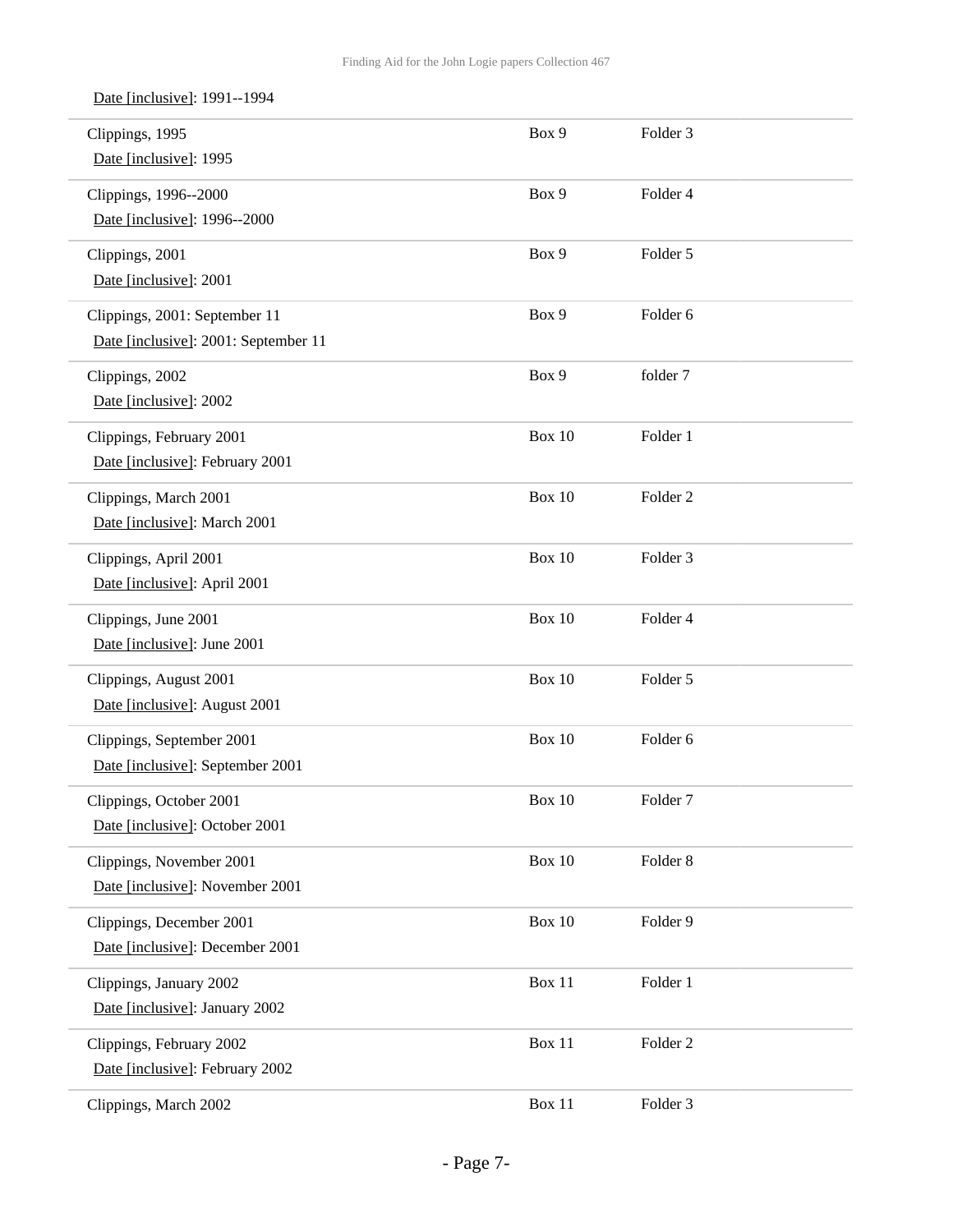Date [inclusive]: 1991--1994

| | | |
|---|---|---|
| Clippings, 1995<br>Date [inclusive]: 1995 | Box 9 | Folder 3 |
| Clippings, 1996--2000<br>Date [inclusive]: 1996--2000 | Box 9 | Folder 4 |
| Clippings, 2001<br>Date [inclusive]: 2001 | Box 9 | Folder 5 |
| Clippings, 2001: September 11<br>Date [inclusive]: 2001: September 11 | Box 9 | Folder 6 |
| Clippings, 2002<br>Date [inclusive]: 2002 | Box 9 | folder 7 |
| Clippings, February 2001<br>Date [inclusive]: February 2001 | Box 10 | Folder 1 |
| Clippings, March 2001<br>Date [inclusive]: March 2001 | Box 10 | Folder 2 |
| Clippings, April 2001<br>Date [inclusive]: April 2001 | Box 10 | Folder 3 |
| Clippings, June 2001<br>Date [inclusive]: June 2001 | Box 10 | Folder 4 |
| Clippings, August 2001<br>Date [inclusive]: August 2001 | Box 10 | Folder 5 |
| Clippings, September 2001<br>Date [inclusive]: September 2001 | Box 10 | Folder 6 |
| Clippings, October 2001<br>Date [inclusive]: October 2001 | Box 10 | Folder 7 |
| Clippings, November 2001<br>Date [inclusive]: November 2001 | Box 10 | Folder 8 |
| Clippings, December 2001<br>Date [inclusive]: December 2001 | Box 10 | Folder 9 |
| Clippings, January 2002<br>Date [inclusive]: January 2002 | Box 11 | Folder 1 |
| Clippings, February 2002<br>Date [inclusive]: February 2002 | Box 11 | Folder 2 |
| Clippings, March 2002 | Box 11 | Folder 3 |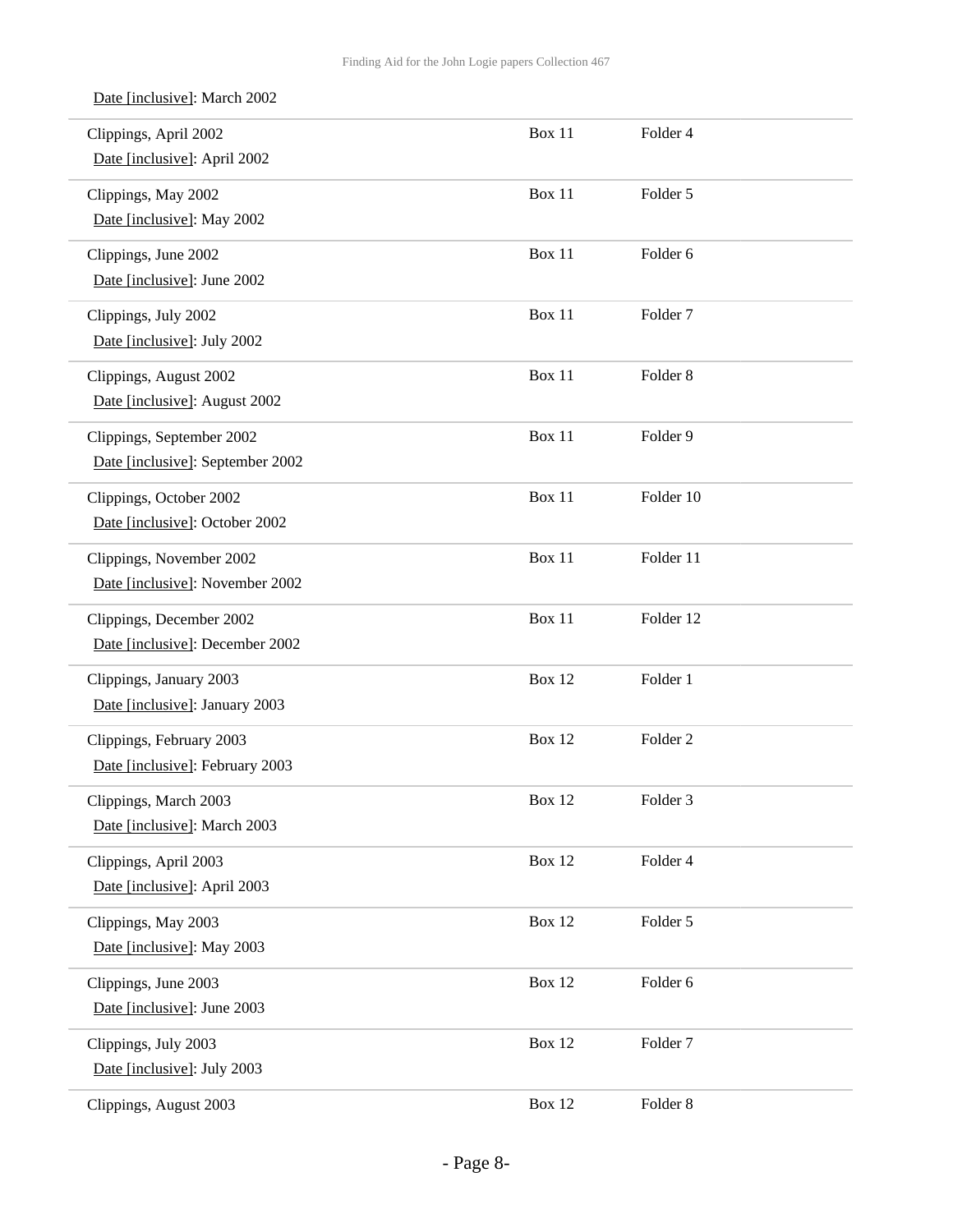Date [inclusive]: March 2002

| | | |
|---|---|---|
| Clippings, April 2002<br>Date [inclusive]: April 2002 | Box 11 | Folder 4 |
| Clippings, May 2002<br>Date [inclusive]: May 2002 | Box 11 | Folder 5 |
| Clippings, June 2002<br>Date [inclusive]: June 2002 | Box 11 | Folder 6 |
| Clippings, July 2002<br>Date [inclusive]: July 2002 | Box 11 | Folder 7 |
| Clippings, August 2002<br>Date [inclusive]: August 2002 | Box 11 | Folder 8 |
| Clippings, September 2002<br>Date [inclusive]: September 2002 | Box 11 | Folder 9 |
| Clippings, October 2002<br>Date [inclusive]: October 2002 | Box 11 | Folder 10 |
| Clippings, November 2002<br>Date [inclusive]: November 2002 | Box 11 | Folder 11 |
| Clippings, December 2002<br>Date [inclusive]: December 2002 | Box 11 | Folder 12 |
| Clippings, January 2003<br>Date [inclusive]: January 2003 | Box 12 | Folder 1 |
| Clippings, February 2003<br>Date [inclusive]: February 2003 | Box 12 | Folder 2 |
| Clippings, March 2003<br>Date [inclusive]: March 2003 | Box 12 | Folder 3 |
| Clippings, April 2003<br>Date [inclusive]: April 2003 | Box 12 | Folder 4 |
| Clippings, May 2003<br>Date [inclusive]: May 2003 | Box 12 | Folder 5 |
| Clippings, June 2003<br>Date [inclusive]: June 2003 | Box 12 | Folder 6 |
| Clippings, July 2003<br>Date [inclusive]: July 2003 | Box 12 | Folder 7 |
| Clippings, August 2003 | Box 12 | Folder 8 |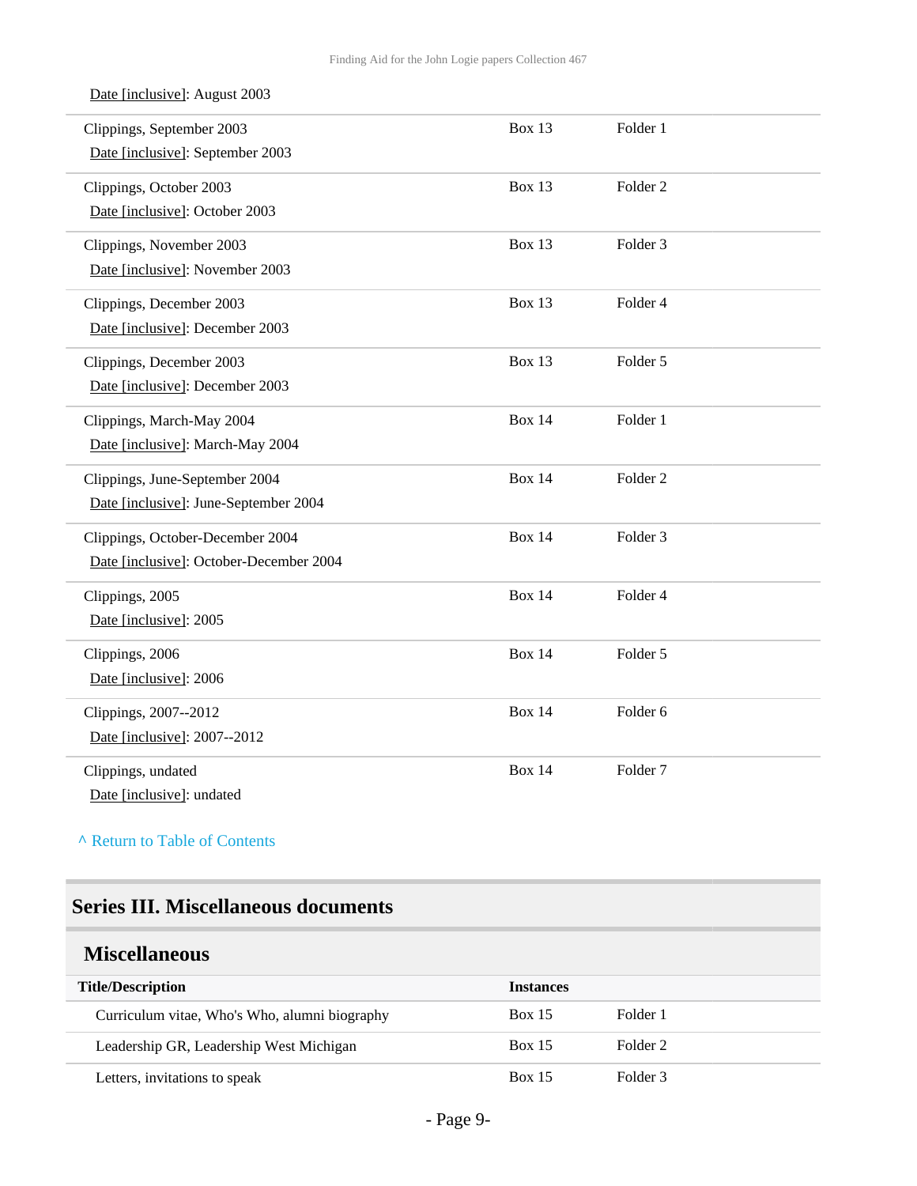Date [inclusive]: August 2003

| | | |
|---|---|---|
| Clippings, September 2003<br>Date [inclusive]: September 2003 | Box 13 | Folder 1 |
| Clippings, October 2003<br>Date [inclusive]: October 2003 | Box 13 | Folder 2 |
| Clippings, November 2003<br>Date [inclusive]: November 2003 | Box 13 | Folder 3 |
| Clippings, December 2003<br>Date [inclusive]: December 2003 | Box 13 | Folder 4 |
| Clippings, December 2003<br>Date [inclusive]: December 2003 | Box 13 | Folder 5 |
| Clippings, March-May 2004<br>Date [inclusive]: March-May 2004 | Box 14 | Folder 1 |
| Clippings, June-September 2004<br>Date [inclusive]: June-September 2004 | Box 14 | Folder 2 |
| Clippings, October-December 2004<br>Date [inclusive]: October-December 2004 | Box 14 | Folder 3 |
| Clippings, 2005<br>Date [inclusive]: 2005 | Box 14 | Folder 4 |
| Clippings, 2006<br>Date [inclusive]: 2006 | Box 14 | Folder 5 |
| Clippings, 2007--2012<br>Date [inclusive]: 2007--2012 | Box 14 | Folder 6 |
| Clippings, undated<br>Date [inclusive]: undated | Box 14 | Folder 7 |

^ Return to Table of Contents

## Series III. Miscellaneous documents

### Miscellaneous

| Title/Description | Instances | |
|---|---|---|
| Curriculum vitae, Who's Who, alumni biography | Box 15 | Folder 1 |
| Leadership GR, Leadership West Michigan | Box 15 | Folder 2 |
| Letters, invitations to speak | Box 15 | Folder 3 |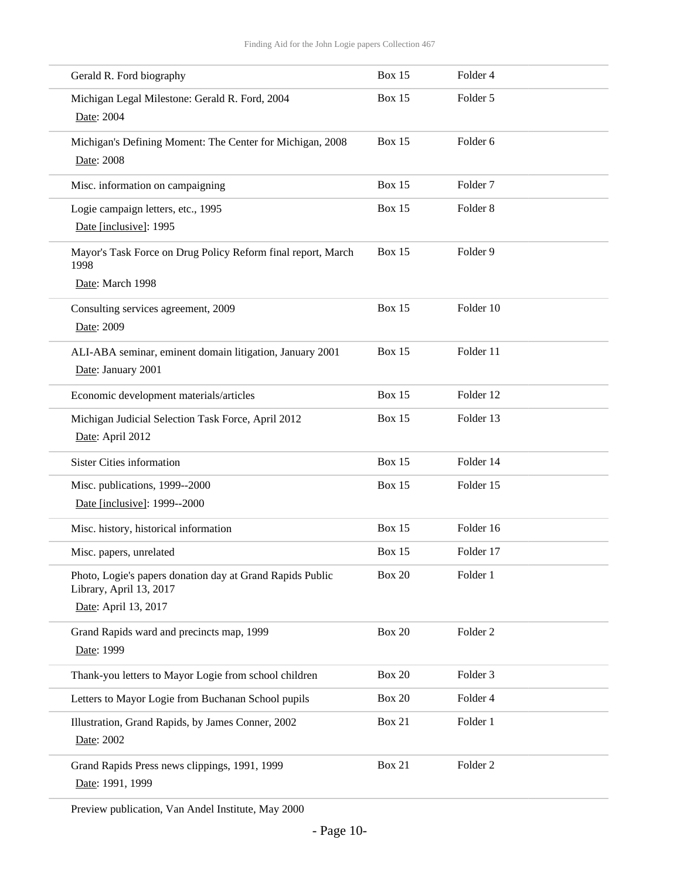| Title | Box | Folder |
|---|---|---|
| Gerald R. Ford biography | Box 15 | Folder 4 |
| Michigan Legal Milestone: Gerald R. Ford, 2004<br>Date: 2004 | Box 15 | Folder 5 |
| Michigan's Defining Moment: The Center for Michigan, 2008<br>Date: 2008 | Box 15 | Folder 6 |
| Misc. information on campaigning | Box 15 | Folder 7 |
| Logie campaign letters, etc., 1995<br>Date [inclusive]: 1995 | Box 15 | Folder 8 |
| Mayor's Task Force on Drug Policy Reform final report, March 1998<br>Date: March 1998 | Box 15 | Folder 9 |
| Consulting services agreement, 2009<br>Date: 2009 | Box 15 | Folder 10 |
| ALI-ABA seminar, eminent domain litigation, January 2001<br>Date: January 2001 | Box 15 | Folder 11 |
| Economic development materials/articles | Box 15 | Folder 12 |
| Michigan Judicial Selection Task Force, April 2012<br>Date: April 2012 | Box 15 | Folder 13 |
| Sister Cities information | Box 15 | Folder 14 |
| Misc. publications, 1999--2000<br>Date [inclusive]: 1999--2000 | Box 15 | Folder 15 |
| Misc. history, historical information | Box 15 | Folder 16 |
| Misc. papers, unrelated | Box 15 | Folder 17 |
| Photo, Logie's papers donation day at Grand Rapids Public Library, April 13, 2017<br>Date: April 13, 2017 | Box 20 | Folder 1 |
| Grand Rapids ward and precincts map, 1999<br>Date: 1999 | Box 20 | Folder 2 |
| Thank-you letters to Mayor Logie from school children | Box 20 | Folder 3 |
| Letters to Mayor Logie from Buchanan School pupils | Box 20 | Folder 4 |
| Illustration, Grand Rapids, by James Conner, 2002<br>Date: 2002 | Box 21 | Folder 1 |
| Grand Rapids Press news clippings, 1991, 1999<br>Date: 1991, 1999 | Box 21 | Folder 2 |
| Preview publication, Van Andel Institute, May 2000 | | |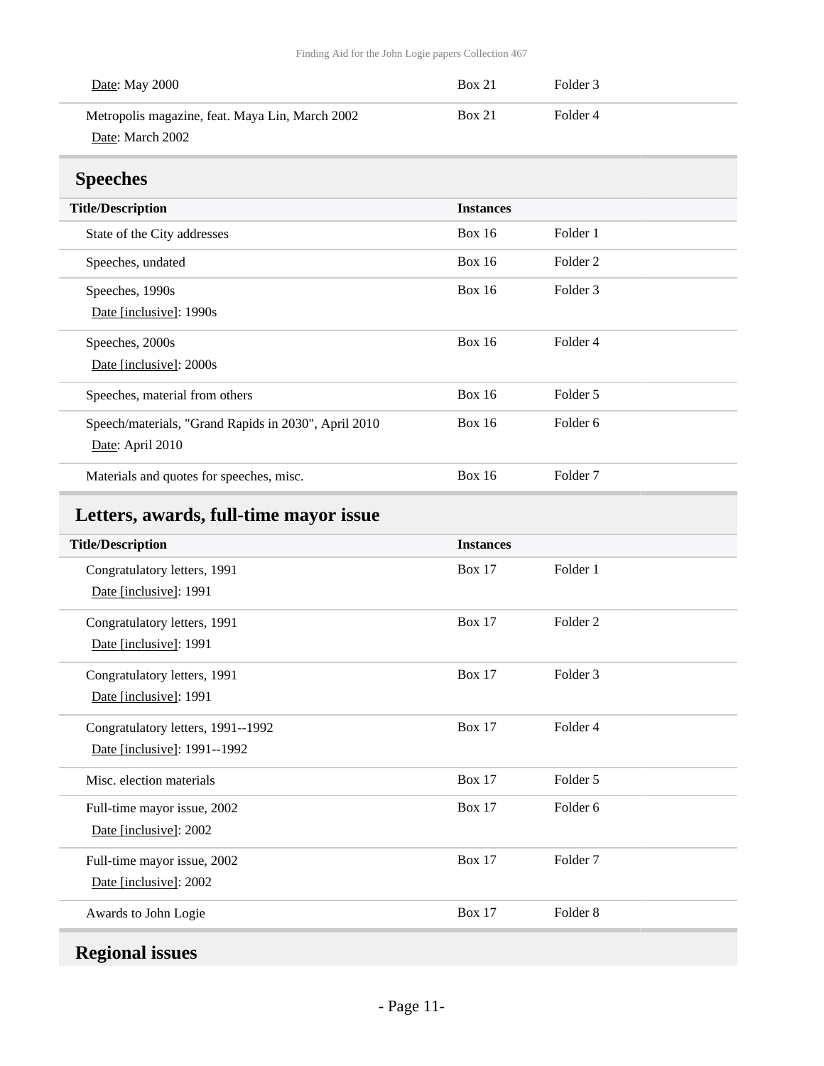| Title/Description | Instances | |
|---|---|---|
| Date: May 2000 | Box 21 | Folder 3 |
| Metropolis magazine, feat. Maya Lin, March 2002<br>Date: March 2002 | Box 21 | Folder 4 |

## Speeches

| Title/Description | Instances | |
|---|---|---|
| State of the City addresses | Box 16 | Folder 1 |
| Speeches, undated | Box 16 | Folder 2 |
| Speeches, 1990s<br>Date [inclusive]: 1990s | Box 16 | Folder 3 |
| Speeches, 2000s<br>Date [inclusive]: 2000s | Box 16 | Folder 4 |
| Speeches, material from others | Box 16 | Folder 5 |
| Speech/materials, "Grand Rapids in 2030", April 2010<br>Date: April 2010 | Box 16 | Folder 6 |
| Materials and quotes for speeches, misc. | Box 16 | Folder 7 |

## Letters, awards, full-time mayor issue

| Title/Description | Instances | |
|---|---|---|
| Congratulatory letters, 1991<br>Date [inclusive]: 1991 | Box 17 | Folder 1 |
| Congratulatory letters, 1991<br>Date [inclusive]: 1991 | Box 17 | Folder 2 |
| Congratulatory letters, 1991<br>Date [inclusive]: 1991 | Box 17 | Folder 3 |
| Congratulatory letters, 1991--1992<br>Date [inclusive]: 1991--1992 | Box 17 | Folder 4 |
| Misc. election materials | Box 17 | Folder 5 |
| Full-time mayor issue, 2002<br>Date [inclusive]: 2002 | Box 17 | Folder 6 |
| Full-time mayor issue, 2002<br>Date [inclusive]: 2002 | Box 17 | Folder 7 |
| Awards to John Logie | Box 17 | Folder 8 |

## Regional issues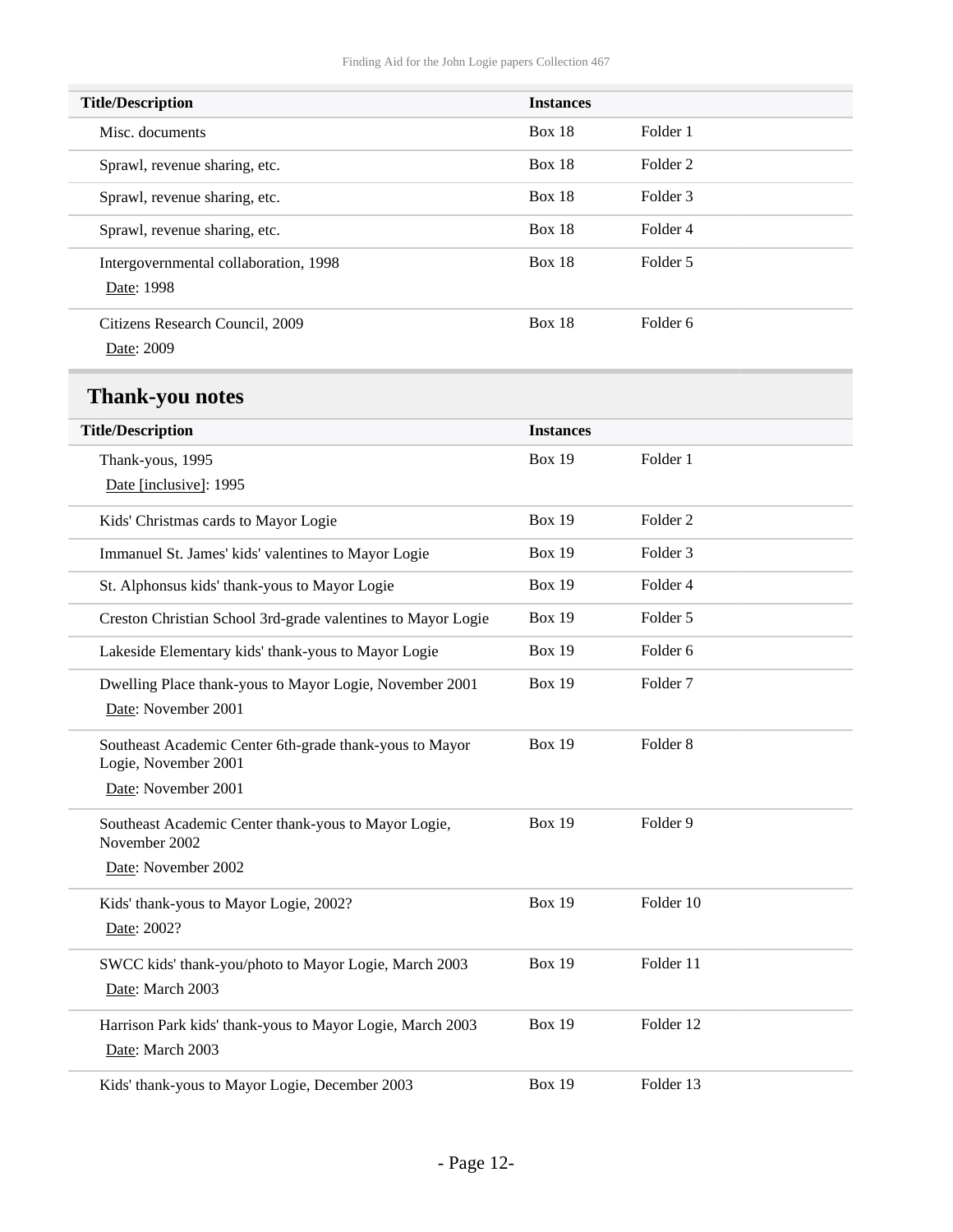| Title/Description | Instances | |
|---|---|---|
| Misc. documents | Box 18 | Folder 1 |
| Sprawl, revenue sharing, etc. | Box 18 | Folder 2 |
| Sprawl, revenue sharing, etc. | Box 18 | Folder 3 |
| Sprawl, revenue sharing, etc. | Box 18 | Folder 4 |
| Intergovernmental collaboration, 1998<br>Date: 1998 | Box 18 | Folder 5 |
| Citizens Research Council, 2009<br>Date: 2009 | Box 18 | Folder 6 |

## Thank-you notes

| Title/Description | Instances | |
|---|---|---|
| Thank-yous, 1995<br>Date [inclusive]: 1995 | Box 19 | Folder 1 |
| Kids' Christmas cards to Mayor Logie | Box 19 | Folder 2 |
| Immanuel St. James' kids' valentines to Mayor Logie | Box 19 | Folder 3 |
| St. Alphonsus kids' thank-yous to Mayor Logie | Box 19 | Folder 4 |
| Creston Christian School 3rd-grade valentines to Mayor Logie | Box 19 | Folder 5 |
| Lakeside Elementary kids' thank-yous to Mayor Logie | Box 19 | Folder 6 |
| Dwelling Place thank-yous to Mayor Logie, November 2001<br>Date: November 2001 | Box 19 | Folder 7 |
| Southeast Academic Center 6th-grade thank-yous to Mayor Logie, November 2001<br>Date: November 2001 | Box 19 | Folder 8 |
| Southeast Academic Center thank-yous to Mayor Logie, November 2002<br>Date: November 2002 | Box 19 | Folder 9 |
| Kids' thank-yous to Mayor Logie, 2002?<br>Date: 2002? | Box 19 | Folder 10 |
| SWCC kids' thank-you/photo to Mayor Logie, March 2003<br>Date: March 2003 | Box 19 | Folder 11 |
| Harrison Park kids' thank-yous to Mayor Logie, March 2003<br>Date: March 2003 | Box 19 | Folder 12 |
| Kids' thank-yous to Mayor Logie, December 2003 | Box 19 | Folder 13 |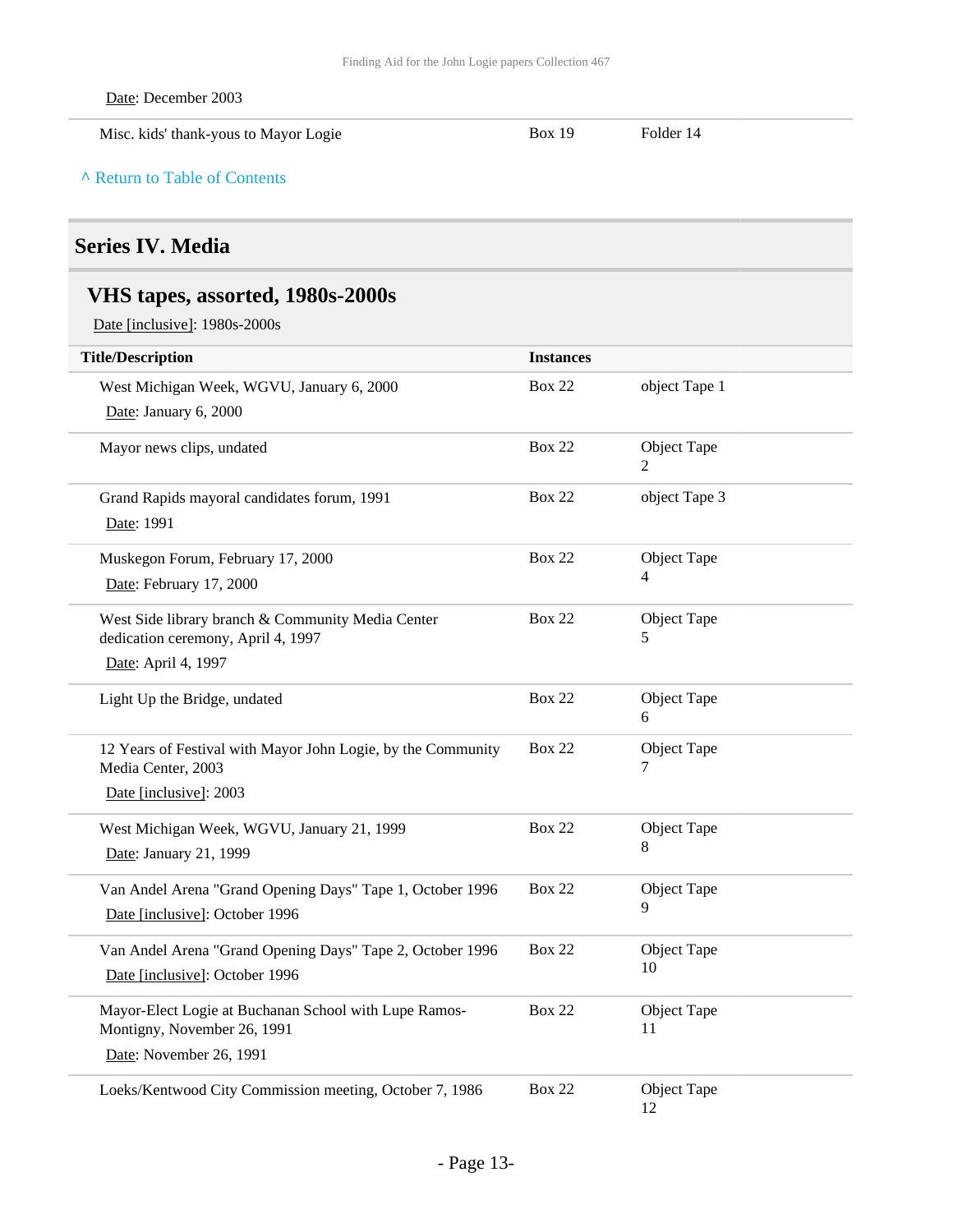Date: December 2003

| | | |
|---|---|---|
| Misc. kids' thank-yous to Mayor Logie | Box 19 | Folder 14 |

^ Return to Table of Contents

## Series IV. Media

### VHS tapes, assorted, 1980s-2000s

Date [inclusive]: 1980s-2000s

| Title/Description | Instances | |
|---|---|---|
| West Michigan Week, WGVU, January 6, 2000<br>Date: January 6, 2000 | Box 22 | object Tape 1 |
| Mayor news clips, undated | Box 22 | Object Tape 2 |
| Grand Rapids mayoral candidates forum, 1991<br>Date: 1991 | Box 22 | object Tape 3 |
| Muskegon Forum, February 17, 2000<br>Date: February 17, 2000 | Box 22 | Object Tape 4 |
| West Side library branch & Community Media Center dedication ceremony, April 4, 1997<br>Date: April 4, 1997 | Box 22 | Object Tape 5 |
| Light Up the Bridge, undated | Box 22 | Object Tape 6 |
| 12 Years of Festival with Mayor John Logie, by the Community Media Center, 2003<br>Date [inclusive]: 2003 | Box 22 | Object Tape 7 |
| West Michigan Week, WGVU, January 21, 1999<br>Date: January 21, 1999 | Box 22 | Object Tape 8 |
| Van Andel Arena "Grand Opening Days" Tape 1, October 1996<br>Date [inclusive]: October 1996 | Box 22 | Object Tape 9 |
| Van Andel Arena "Grand Opening Days" Tape 2, October 1996<br>Date [inclusive]: October 1996 | Box 22 | Object Tape 10 |
| Mayor-Elect Logie at Buchanan School with Lupe Ramos-Montigny, November 26, 1991<br>Date: November 26, 1991 | Box 22 | Object Tape 11 |
| Loeks/Kentwood City Commission meeting, October 7, 1986 | Box 22 | Object Tape 12 |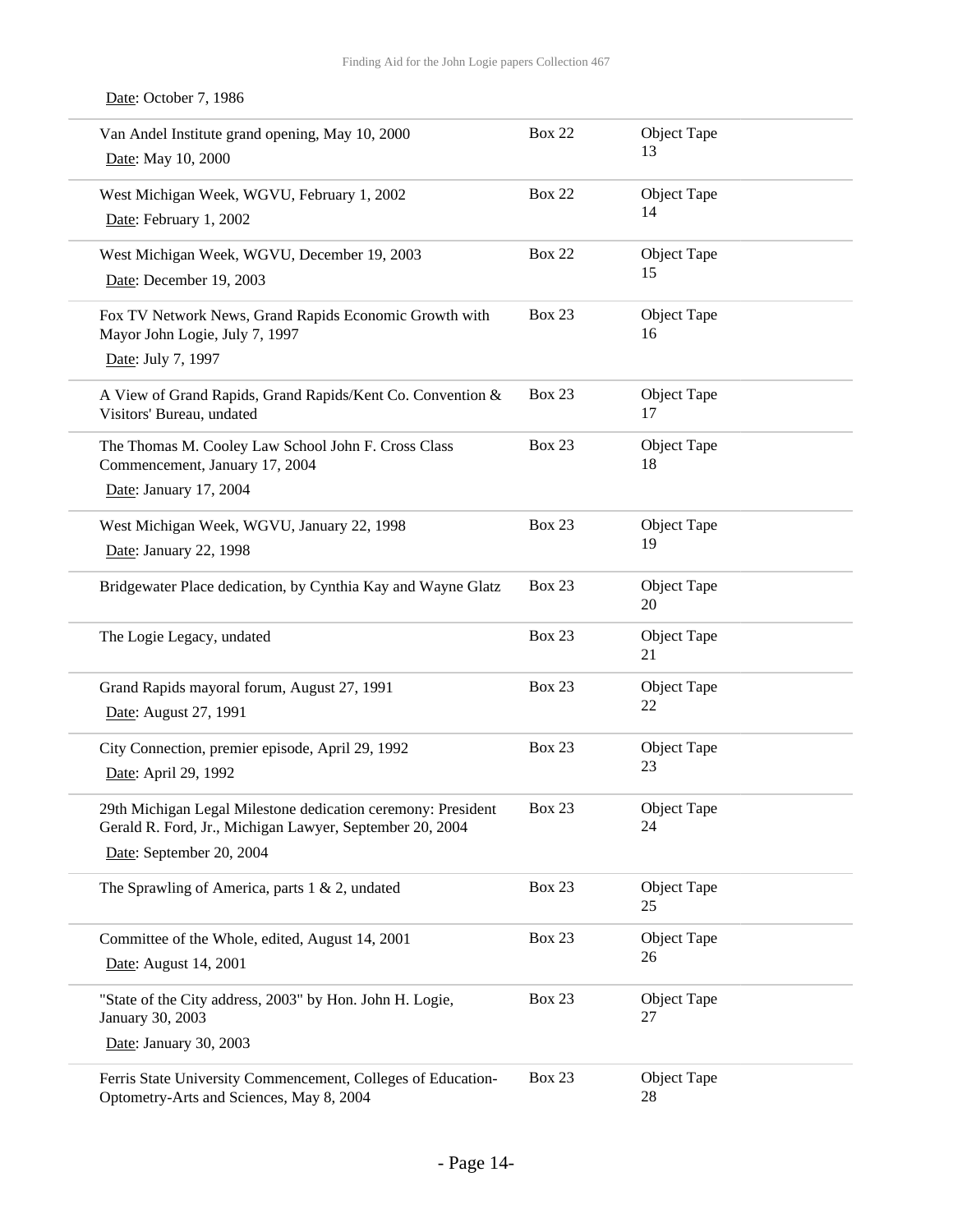Date: October 7, 1986

| Title | Box | Object |
|---|---|---|
| Van Andel Institute grand opening, May 10, 2000<br>Date: May 10, 2000 | Box 22 | Object Tape 13 |
| West Michigan Week, WGVU, February 1, 2002<br>Date: February 1, 2002 | Box 22 | Object Tape 14 |
| West Michigan Week, WGVU, December 19, 2003<br>Date: December 19, 2003 | Box 22 | Object Tape 15 |
| Fox TV Network News, Grand Rapids Economic Growth with Mayor John Logie, July 7, 1997<br>Date: July 7, 1997 | Box 23 | Object Tape 16 |
| A View of Grand Rapids, Grand Rapids/Kent Co. Convention & Visitors' Bureau, undated | Box 23 | Object Tape 17 |
| The Thomas M. Cooley Law School John F. Cross Class Commencement, January 17, 2004<br>Date: January 17, 2004 | Box 23 | Object Tape 18 |
| West Michigan Week, WGVU, January 22, 1998<br>Date: January 22, 1998 | Box 23 | Object Tape 19 |
| Bridgewater Place dedication, by Cynthia Kay and Wayne Glatz | Box 23 | Object Tape 20 |
| The Logie Legacy, undated | Box 23 | Object Tape 21 |
| Grand Rapids mayoral forum, August 27, 1991<br>Date: August 27, 1991 | Box 23 | Object Tape 22 |
| City Connection, premier episode, April 29, 1992<br>Date: April 29, 1992 | Box 23 | Object Tape 23 |
| 29th Michigan Legal Milestone dedication ceremony: President Gerald R. Ford, Jr., Michigan Lawyer, September 20, 2004<br>Date: September 20, 2004 | Box 23 | Object Tape 24 |
| The Sprawling of America, parts 1 & 2, undated | Box 23 | Object Tape 25 |
| Committee of the Whole, edited, August 14, 2001<br>Date: August 14, 2001 | Box 23 | Object Tape 26 |
| "State of the City address, 2003" by Hon. John H. Logie, January 30, 2003<br>Date: January 30, 2003 | Box 23 | Object Tape 27 |
| Ferris State University Commencement, Colleges of Education-Optometry-Arts and Sciences, May 8, 2004 | Box 23 | Object Tape 28 |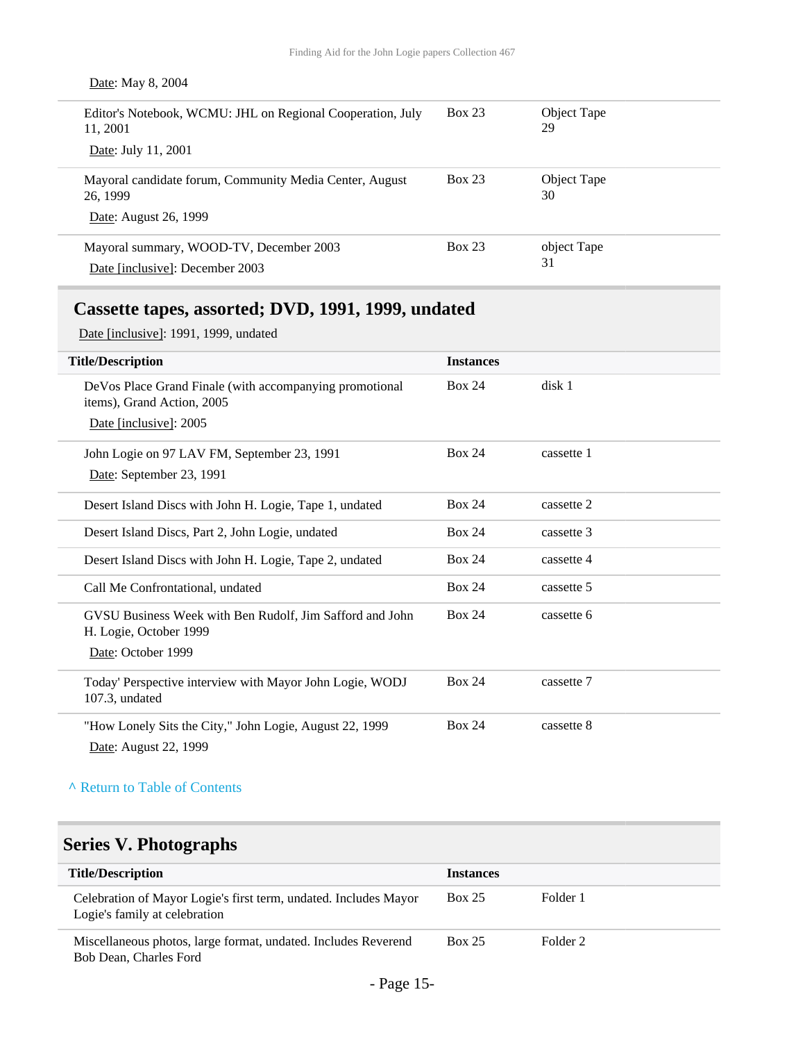Date: May 8, 2004

| | | |
|---|---|---|
| Editor's Notebook, WCMU: JHL on Regional Cooperation, July 11, 2001<br>Date: July 11, 2001 | Box 23 | Object Tape 29 |
| Mayoral candidate forum, Community Media Center, August 26, 1999<br>Date: August 26, 1999 | Box 23 | Object Tape 30 |
| Mayoral summary, WOOD-TV, December 2003<br>Date [inclusive]: December 2003 | Box 23 | object Tape 31 |

## Cassette tapes, assorted; DVD, 1991, 1999, undated

Date [inclusive]: 1991, 1999, undated

| Title/Description | Instances | |
|---|---|---|
| DeVos Place Grand Finale (with accompanying promotional items), Grand Action, 2005<br>Date [inclusive]: 2005 | Box 24 | disk 1 |
| John Logie on 97 LAV FM, September 23, 1991<br>Date: September 23, 1991 | Box 24 | cassette 1 |
| Desert Island Discs with John H. Logie, Tape 1, undated | Box 24 | cassette 2 |
| Desert Island Discs, Part 2, John Logie, undated | Box 24 | cassette 3 |
| Desert Island Discs with John H. Logie, Tape 2, undated | Box 24 | cassette 4 |
| Call Me Confrontational, undated | Box 24 | cassette 5 |
| GVSU Business Week with Ben Rudolf, Jim Safford and John H. Logie, October 1999<br>Date: October 1999 | Box 24 | cassette 6 |
| Today' Perspective interview with Mayor John Logie, WODJ 107.3, undated | Box 24 | cassette 7 |
| "How Lonely Sits the City," John Logie, August 22, 1999<br>Date: August 22, 1999 | Box 24 | cassette 8 |

^ Return to Table of Contents

## Series V. Photographs

| Title/Description | Instances | |
|---|---|---|
| Celebration of Mayor Logie's first term, undated. Includes Mayor Logie's family at celebration | Box 25 | Folder 1 |
| Miscellaneous photos, large format, undated. Includes Reverend Bob Dean, Charles Ford | Box 25 | Folder 2 |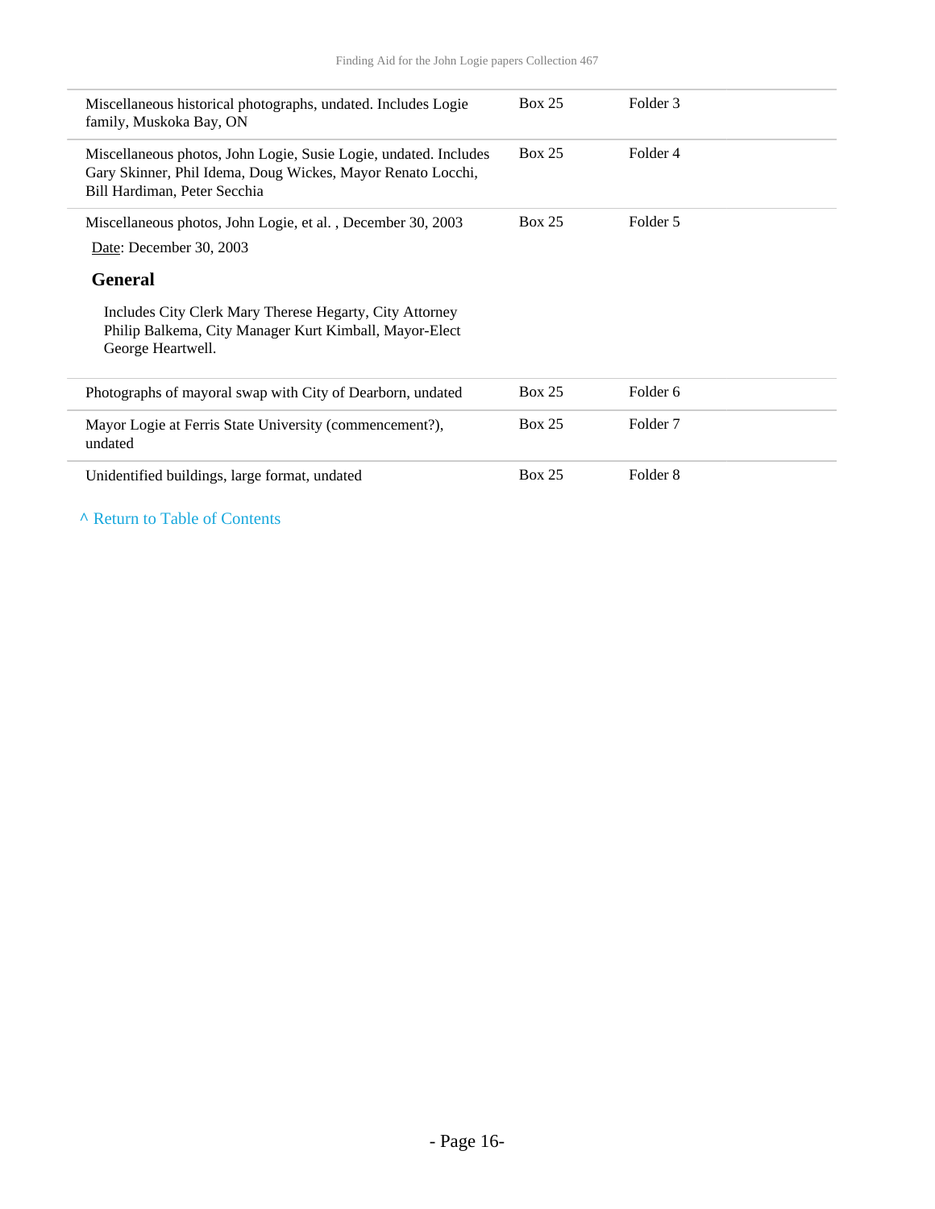| | | |
|---|---|---|
| Miscellaneous historical photographs, undated. Includes Logie family, Muskoka Bay, ON | Box 25 | Folder 3 |
| Miscellaneous photos, John Logie, Susie Logie, undated. Includes Gary Skinner, Phil Idema, Doug Wickes, Mayor Renato Locchi, Bill Hardiman, Peter Secchia | Box 25 | Folder 4 |
| Miscellaneous photos, John Logie, et al. , December 30, 2003<br>Date: December 30, 2003<br>**General**<br>Includes City Clerk Mary Therese Hegarty, City Attorney Philip Balkema, City Manager Kurt Kimball, Mayor-Elect George Heartwell. | Box 25 | Folder 5 |
| Photographs of mayoral swap with City of Dearborn, undated | Box 25 | Folder 6 |
| Mayor Logie at Ferris State University (commencement?), undated | Box 25 | Folder 7 |
| Unidentified buildings, large format, undated | Box 25 | Folder 8 |

^ Return to Table of Contents